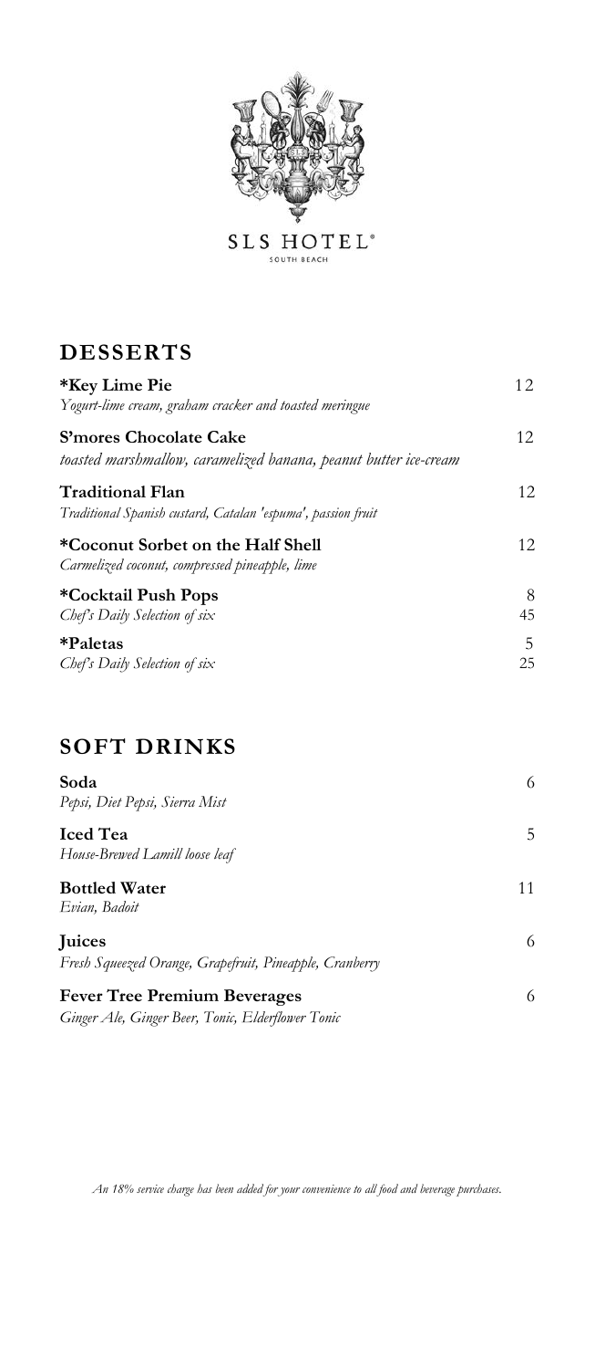SLS HOTEL®
SOUTH BEACH

## DESSERTS

**\*Key Lime Pie** — 12
*Yogurt-lime cream, graham cracker and toasted meringue*

**S'mores Chocolate Cake** — 12
*toasted marshmallow, caramelized banana, peanut butter ice-cream*

**Traditional Flan** — 12
*Traditional Spanish custard, Catalan 'espuma', passion fruit*

**\*Coconut Sorbet on the Half Shell** — 12
*Carmelized coconut, compressed pineapple, lime*

**\*Cocktail Push Pops** — 8
*Chef's Daily Selection of six* — 45

**\*Paletas** — 5
*Chef's Daily Selection of six* — 25

## SOFT DRINKS

**Soda** — 6
*Pepsi, Diet Pepsi, Sierra Mist*

**Iced Tea** — 5
*House-Brewed Lamill loose leaf*

**Bottled Water** — 11
*Evian, Badoit*

**Juices** — 6
*Fresh Squeezed Orange, Grapefruit, Pineapple, Cranberry*

**Fever Tree Premium Beverages** — 6
*Ginger Ale, Ginger Beer, Tonic, Elderflower Tonic*

*An 18% service charge has been added for your convenience to all food and beverage purchases.*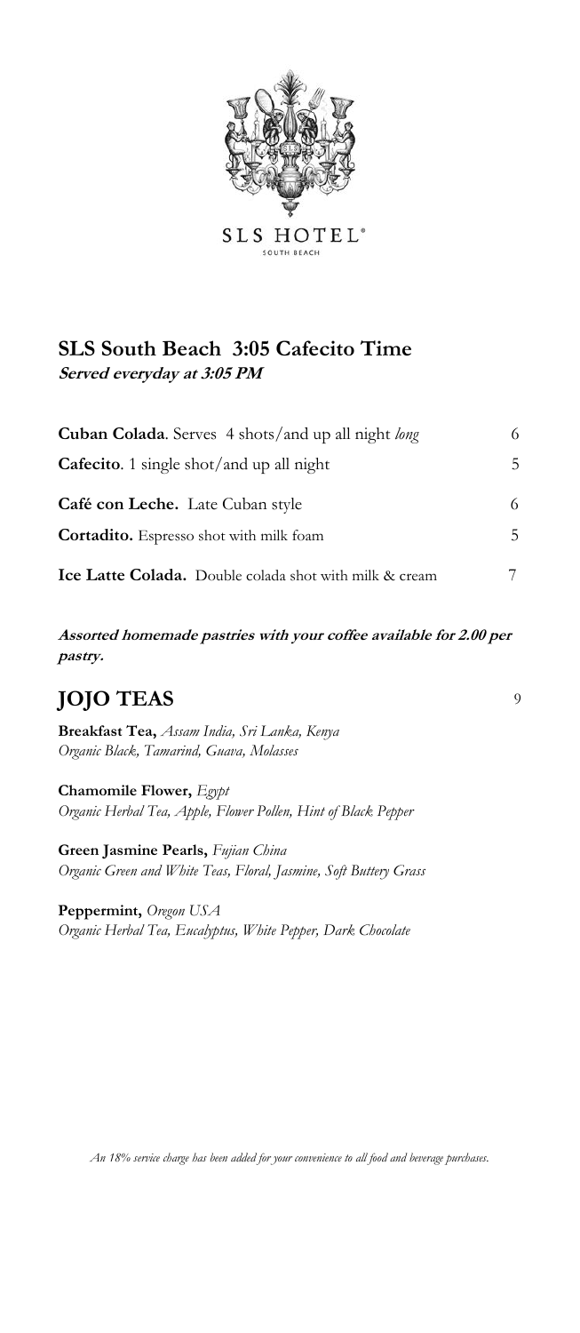SLS HOTEL®

SOUTH BEACH

## SLS South Beach 3:05 Cafecito Time

***Served everyday at 3:05 PM***

| | |
|---|---|
| **Cuban Colada**. Serves 4 shots/and up all night *long* | 6 |
| **Cafecito**. 1 single shot/and up all night | 5 |
| **Café con Leche.** Late Cuban style | 6 |
| **Cortadito.** Espresso shot with milk foam | 5 |
| **Ice Latte Colada.** Double colada shot with milk & cream | 7 |

***Assorted homemade pastries with your coffee available for 2.00 per pastry.***

## JOJO TEAS 9

**Breakfast Tea,** *Assam India, Sri Lanka, Kenya*
*Organic Black, Tamarind, Guava, Molasses*

**Chamomile Flower,** *Egypt*
*Organic Herbal Tea, Apple, Flower Pollen, Hint of Black Pepper*

**Green Jasmine Pearls,** *Fujian China*
*Organic Green and White Teas, Floral, Jasmine, Soft Buttery Grass*

**Peppermint,** *Oregon USA*
*Organic Herbal Tea, Eucalyptus, White Pepper, Dark Chocolate*

*An 18% service charge has been added for your convenience to all food and beverage purchases.*